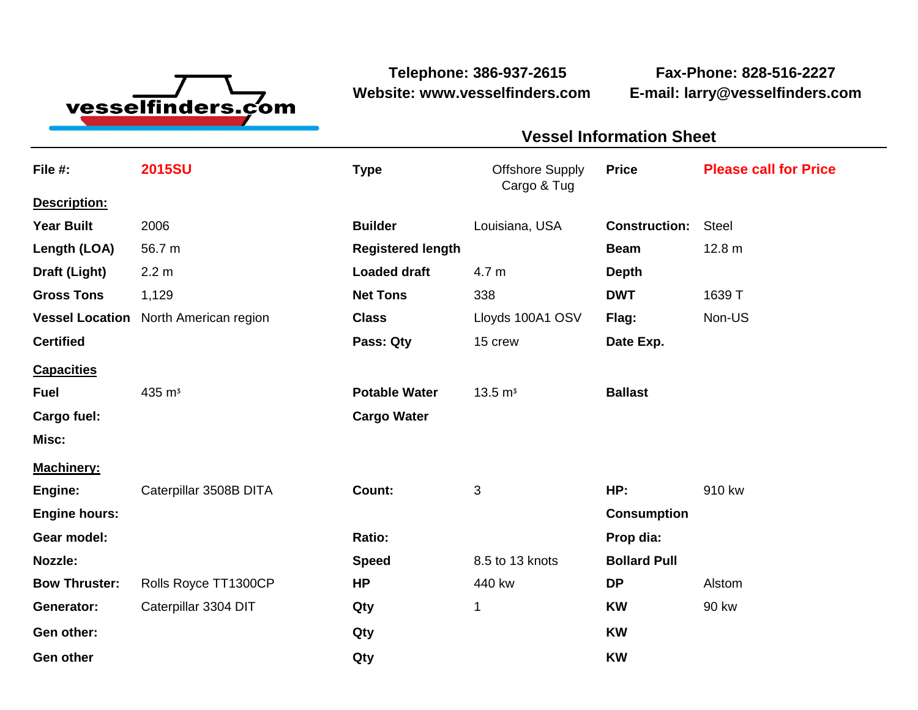vesselfinders.com

**Telephone: 386-937-2615**
**Website: www.vesselfinders.com**

**Fax-Phone: 828-516-2227**
**E-mail: larry@vesselfinders.com**

## Vessel Information Sheet

| | | | | | |
|---|---|---|---|---|---|
| **File #:** | **2015SU** | **Type** | Offshore Supply Cargo & Tug | **Price** | **Please call for Price** |
| **Description:** | | | | | |
| **Year Built** | 2006 | **Builder** | Louisiana, USA | **Construction:** | Steel |
| **Length (LOA)** | 56.7 m | **Registered length** | | **Beam** | 12.8 m |
| **Draft (Light)** | 2.2 m | **Loaded draft** | 4.7 m | **Depth** | |
| **Gross Tons** | 1,129 | **Net Tons** | 338 | **DWT** | 1639 T |
| **Vessel Location** | North American region | **Class** | Lloyds 100A1 OSV | **Flag:** | Non-US |
| **Certified** | | **Pass: Qty** | 15 crew | **Date Exp.** | |
| **Capacities** | | | | | |
| **Fuel** | 435 $m^3$ | **Potable Water** | 13.5 $m^3$ | **Ballast** | |
| **Cargo fuel:** | | **Cargo Water** | | | |
| **Misc:** | | | | | |
| **Machinery:** | | | | | |
| **Engine:** | Caterpillar 3508B DITA | **Count:** | 3 | **HP:** | 910 kw |
| **Engine hours:** | | | | **Consumption** | |
| **Gear model:** | | **Ratio:** | | **Prop dia:** | |
| **Nozzle:** | | **Speed** | 8.5 to 13 knots | **Bollard Pull** | |
| **Bow Thruster:** | Rolls Royce TT1300CP | **HP** | 440 kw | **DP** | Alstom |
| **Generator:** | Caterpillar 3304 DIT | **Qty** | 1 | **KW** | 90 kw |
| **Gen other:** | | **Qty** | | **KW** | |
| **Gen other** | | **Qty** | | **KW** | |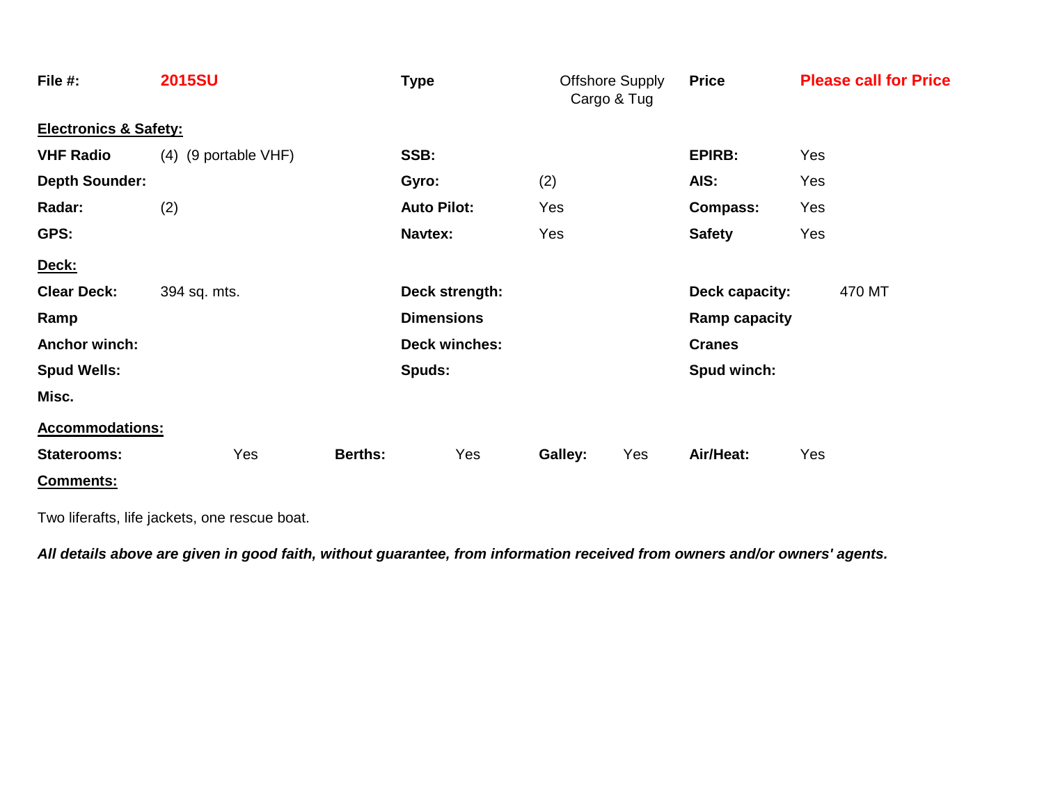| | | | | | |
|---|---|---|---|---|---|
| **File #:** | **2015SU** | **Type** | Offshore Supply Cargo & Tug | **Price** | **Please call for Price** |

**Electronics & Safety:**

| | | | | | |
|---|---|---|---|---|---|
| **VHF Radio** | (4) (9 portable VHF) | **SSB:** | | **EPIRB:** | Yes |
| **Depth Sounder:** | | **Gyro:** | (2) | **AIS:** | Yes |
| **Radar:** | (2) | **Auto Pilot:** | Yes | **Compass:** | Yes |
| **GPS:** | | **Navtex:** | Yes | **Safety** | Yes |

**Deck:**

| | | | | | |
|---|---|---|---|---|---|
| **Clear Deck:** | 394 sq. mts. | **Deck strength:** | | **Deck capacity:** | 470 MT |
| **Ramp** | | **Dimensions** | | **Ramp capacity** | |
| **Anchor winch:** | | **Deck winches:** | | **Cranes** | |
| **Spud Wells:** | | **Spuds:** | | **Spud winch:** | |
| **Misc.** | | | | | |

**Accommodations:**

| | | | | | | | |
|---|---|---|---|---|---|---|---|
| **Staterooms:** | Yes | **Berths:** | Yes | **Galley:** | Yes | **Air/Heat:** | Yes |

**Comments:**

Two liferafts, life jackets, one rescue boat.

***All details above are given in good faith, without guarantee, from information received from owners and/or owners' agents.***